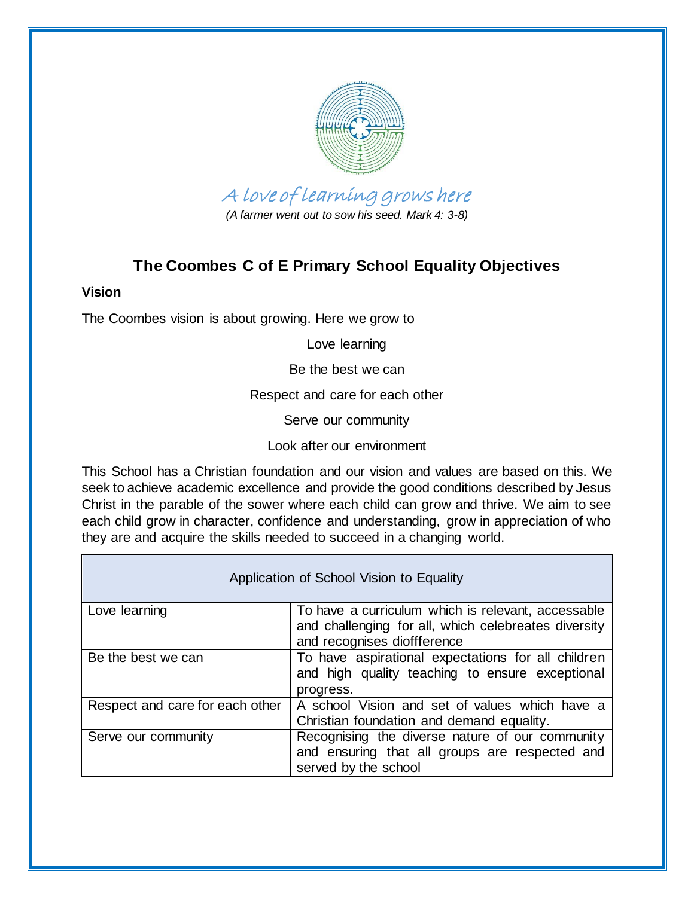*A love of learning grows here*

*(A farmer went out to sow his seed. Mark 4: 3-8)*

# The Coombes C of E Primary School Equality Objectives

**Vision**

The Coombes vision is about growing. Here we grow to

Love learning

Be the best we can

Respect and care for each other

Serve our community

Look after our environment

This School has a Christian foundation and our vision and values are based on this. We seek to achieve academic excellence and provide the good conditions described by Jesus Christ in the parable of the sower where each child can grow and thrive. We aim to see each child grow in character, confidence and understanding, grow in appreciation of who they are and acquire the skills needed to succeed in a changing world.

| Application of School Vision to Equality | |
|---|---|
| Love learning | To have a curriculum which is relevant, accessable and challenging for all, which celebreates diversity and recognises dioffference |
| Be the best we can | To have aspirational expectations for all children and high quality teaching to ensure exceptional progress. |
| Respect and care for each other | A school Vision and set of values which have a Christian foundation and demand equality. |
| Serve our community | Recognising the diverse nature of our community and ensuring that all groups are respected and served by the school |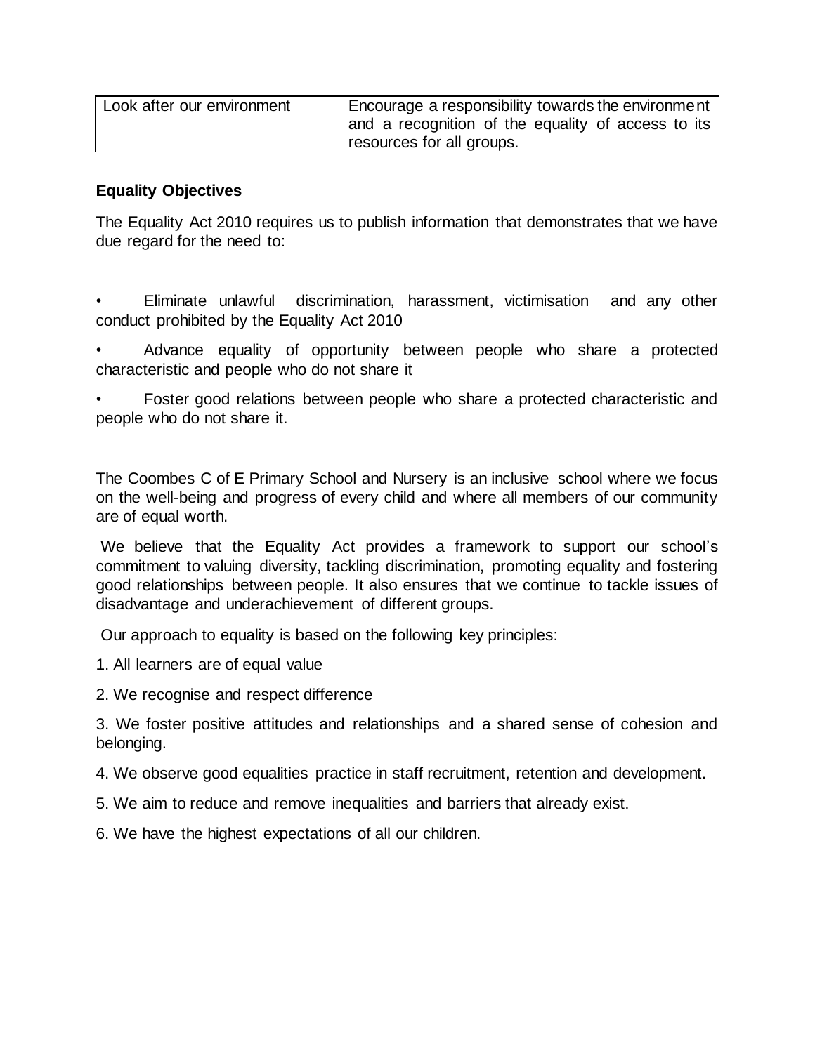| | |
|---|---|
| Look after our environment | Encourage a responsibility towards the environment and a recognition of the equality of access to its resources for all groups. |

**Equality Objectives**

The Equality Act 2010 requires us to publish information that demonstrates that we have due regard for the need to:

- Eliminate unlawful discrimination, harassment, victimisation and any other conduct prohibited by the Equality Act 2010
- Advance equality of opportunity between people who share a protected characteristic and people who do not share it
- Foster good relations between people who share a protected characteristic and people who do not share it.

The Coombes C of E Primary School and Nursery is an inclusive school where we focus on the well-being and progress of every child and where all members of our community are of equal worth.

We believe that the Equality Act provides a framework to support our school's commitment to valuing diversity, tackling discrimination, promoting equality and fostering good relationships between people. It also ensures that we continue to tackle issues of disadvantage and underachievement of different groups.

Our approach to equality is based on the following key principles:

1. All learners are of equal value
2. We recognise and respect difference
3. We foster positive attitudes and relationships and a shared sense of cohesion and belonging.
4. We observe good equalities practice in staff recruitment, retention and development.
5. We aim to reduce and remove inequalities and barriers that already exist.
6. We have the highest expectations of all our children.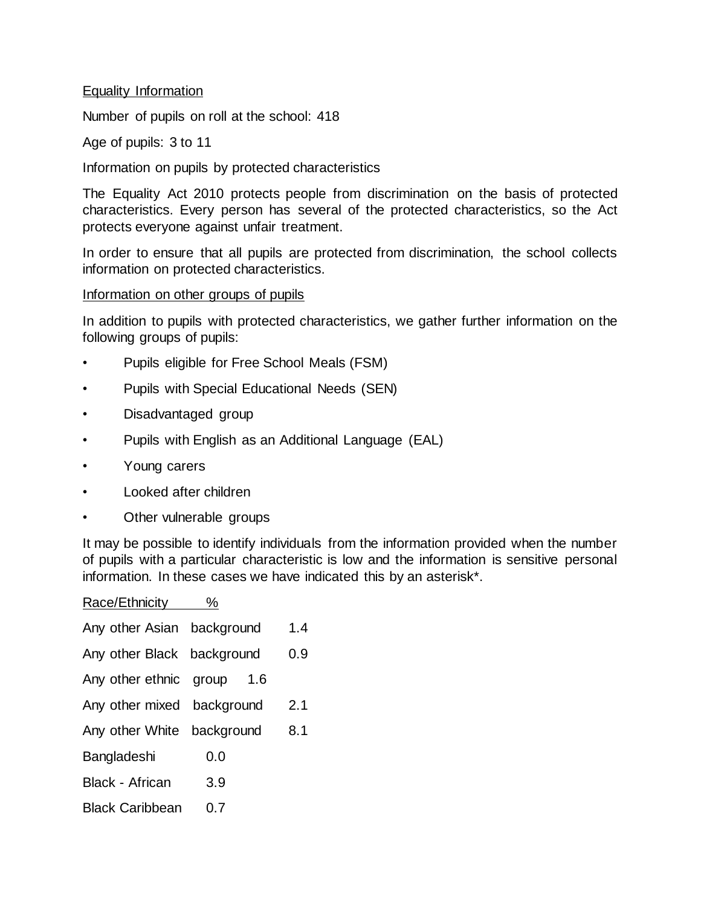Equality Information

Number of pupils on roll at the school: 418

Age of pupils: 3 to 11

Information on pupils by protected characteristics

The Equality Act 2010 protects people from discrimination on the basis of protected characteristics. Every person has several of the protected characteristics, so the Act protects everyone against unfair treatment.

In order to ensure that all pupils are protected from discrimination, the school collects information on protected characteristics.

Information on other groups of pupils

In addition to pupils with protected characteristics, we gather further information on the following groups of pupils:

- Pupils eligible for Free School Meals (FSM)
- Pupils with Special Educational Needs (SEN)
- Disadvantaged group
- Pupils with English as an Additional Language (EAL)
- Young carers
- Looked after children
- Other vulnerable groups

It may be possible to identify individuals from the information provided when the number of pupils with a particular characteristic is low and the information is sensitive personal information. In these cases we have indicated this by an asterisk*.

| Race/Ethnicity | % |
|---|---|
| Any other Asian background | 1.4 |
| Any other Black background | 0.9 |
| Any other ethnic group | 1.6 |
| Any other mixed background | 2.1 |
| Any other White background | 8.1 |
| Bangladeshi | 0.0 |
| Black - African | 3.9 |
| Black Caribbean | 0.7 |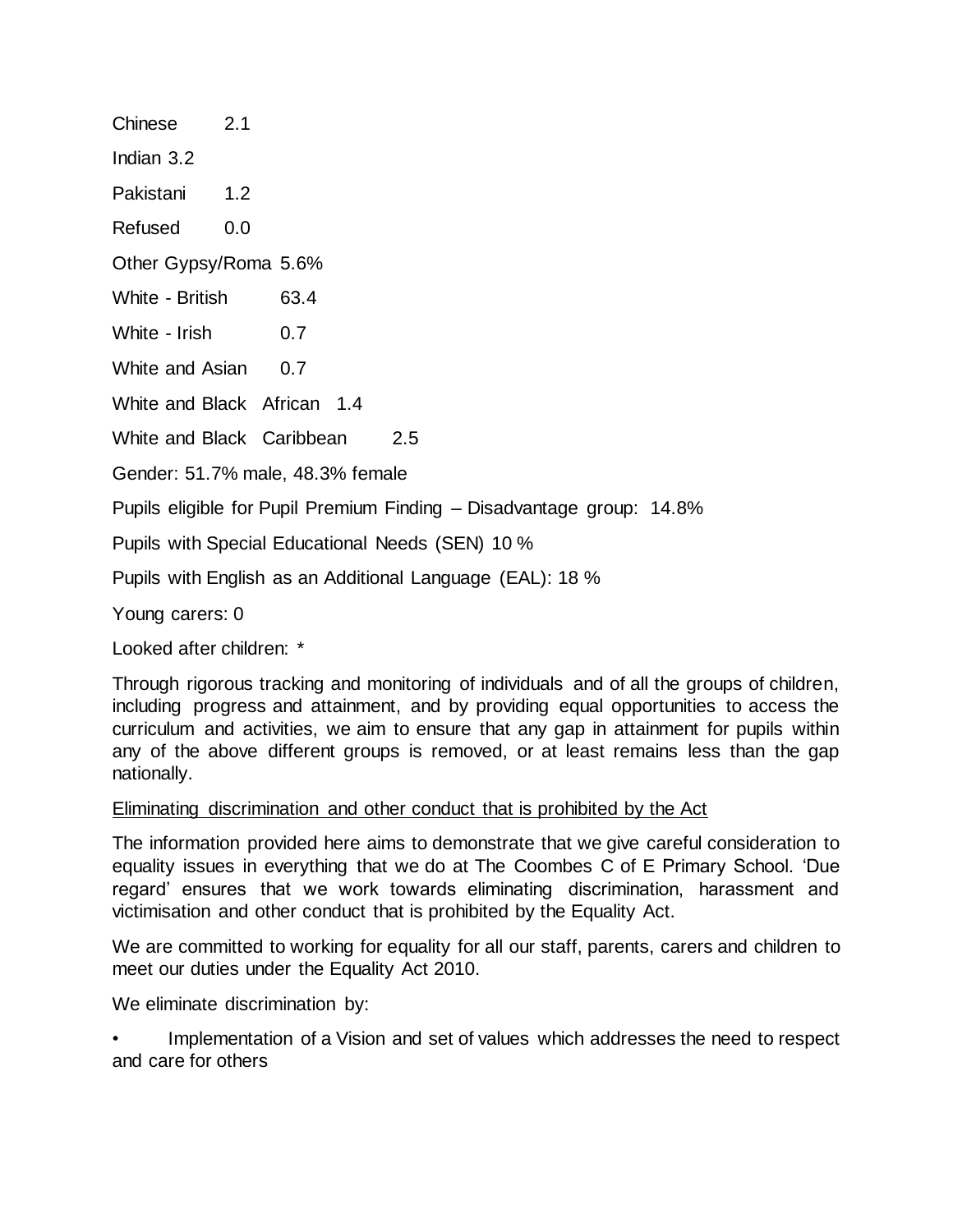Chinese 2.1

Indian 3.2

Pakistani 1.2

Refused 0.0

Other Gypsy/Roma 5.6%

White - British 63.4

White - Irish 0.7

White and Asian 0.7

White and Black African 1.4

White and Black Caribbean 2.5

Gender: 51.7% male, 48.3% female

Pupils eligible for Pupil Premium Finding – Disadvantage group: 14.8%

Pupils with Special Educational Needs (SEN) 10 %

Pupils with English as an Additional Language (EAL): 18 %

Young carers: 0

Looked after children: *

Through rigorous tracking and monitoring of individuals and of all the groups of children, including progress and attainment, and by providing equal opportunities to access the curriculum and activities, we aim to ensure that any gap in attainment for pupils within any of the above different groups is removed, or at least remains less than the gap nationally.

<u>Eliminating discrimination and other conduct that is prohibited by the Act</u>

The information provided here aims to demonstrate that we give careful consideration to equality issues in everything that we do at The Coombes C of E Primary School. 'Due regard' ensures that we work towards eliminating discrimination, harassment and victimisation and other conduct that is prohibited by the Equality Act.

We are committed to working for equality for all our staff, parents, carers and children to meet our duties under the Equality Act 2010.

We eliminate discrimination by:

- Implementation of a Vision and set of values which addresses the need to respect and care for others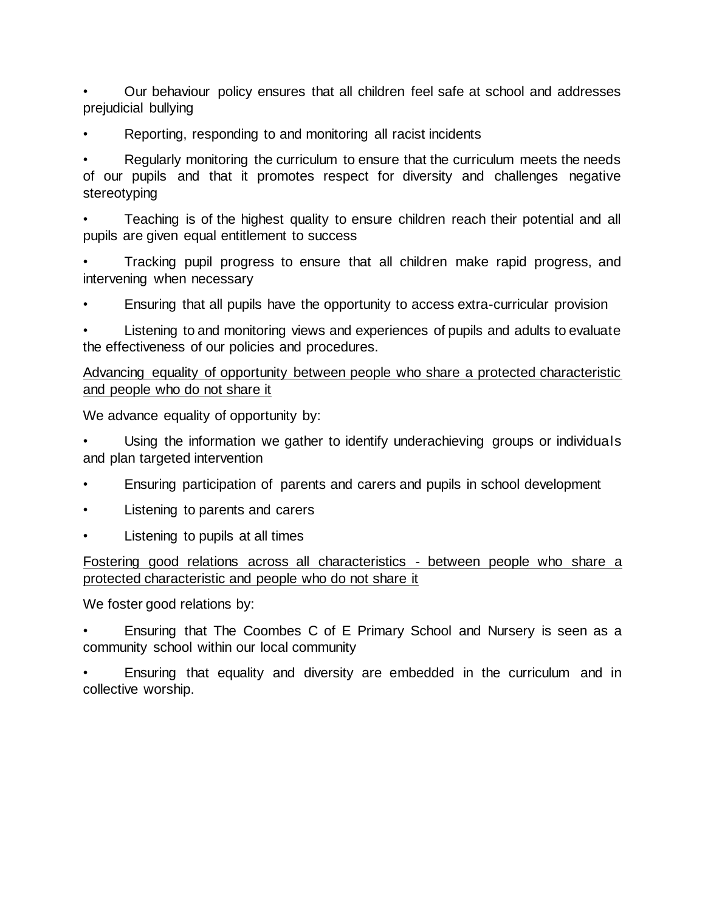- Our behaviour policy ensures that all children feel safe at school and addresses prejudicial bullying
- Reporting, responding to and monitoring all racist incidents
- Regularly monitoring the curriculum to ensure that the curriculum meets the needs of our pupils and that it promotes respect for diversity and challenges negative stereotyping
- Teaching is of the highest quality to ensure children reach their potential and all pupils are given equal entitlement to success
- Tracking pupil progress to ensure that all children make rapid progress, and intervening when necessary
- Ensuring that all pupils have the opportunity to access extra-curricular provision
- Listening to and monitoring views and experiences of pupils and adults to evaluate the effectiveness of our policies and procedures.

<u>Advancing equality of opportunity between people who share a protected characteristic and people who do not share it</u>

We advance equality of opportunity by:

- Using the information we gather to identify underachieving groups or individuals and plan targeted intervention
- Ensuring participation of parents and carers and pupils in school development
- Listening to parents and carers
- Listening to pupils at all times

<u>Fostering good relations across all characteristics - between people who share a protected characteristic and people who do not share it</u>

We foster good relations by:

- Ensuring that The Coombes C of E Primary School and Nursery is seen as a community school within our local community
- Ensuring that equality and diversity are embedded in the curriculum and in collective worship.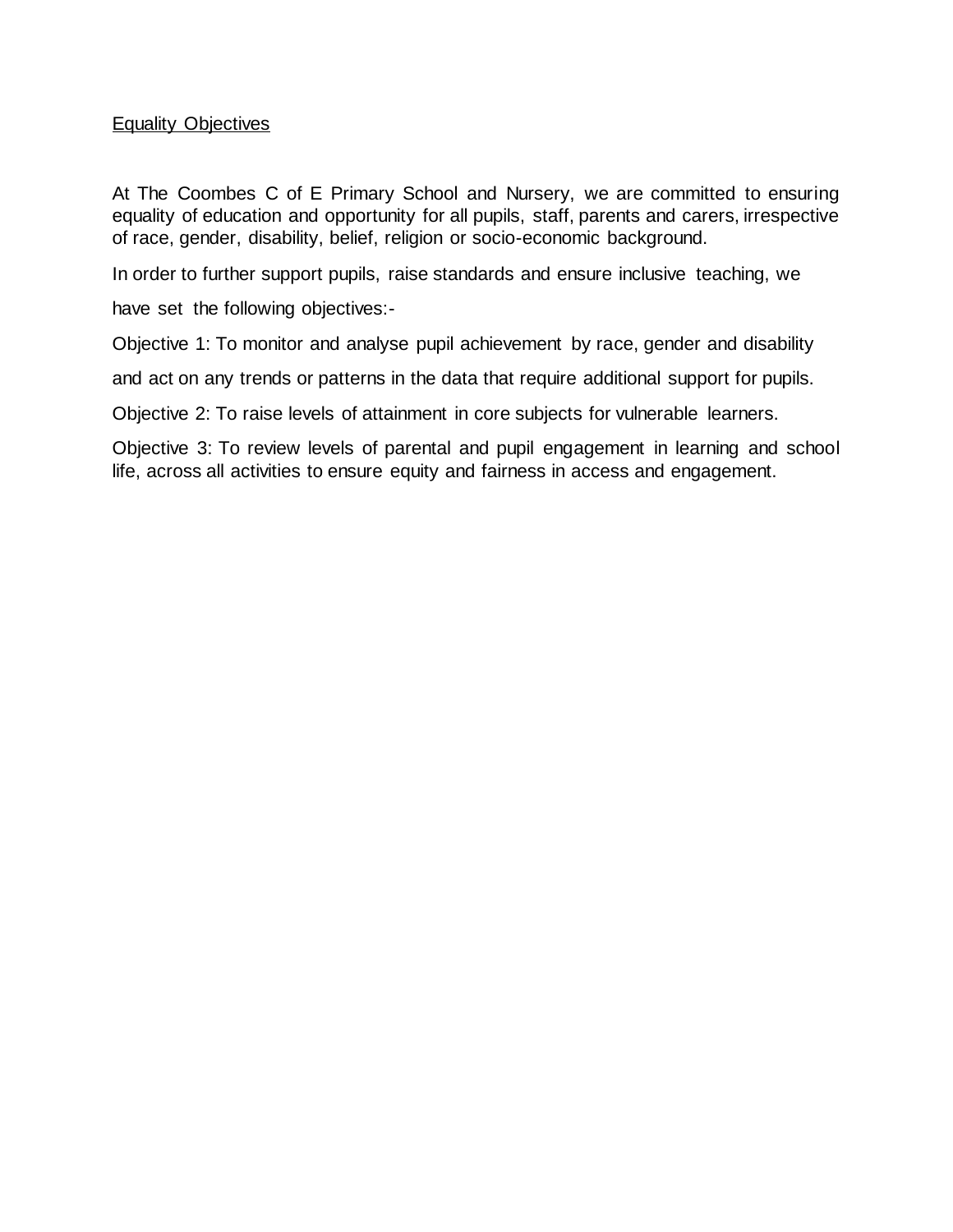## Equality Objectives

At The Coombes C of E Primary School and Nursery, we are committed to ensuring equality of education and opportunity for all pupils, staff, parents and carers, irrespective of race, gender, disability, belief, religion or socio-economic background.

In order to further support pupils, raise standards and ensure inclusive teaching, we have set the following objectives:-

Objective 1: To monitor and analyse pupil achievement by race, gender and disability and act on any trends or patterns in the data that require additional support for pupils.

Objective 2: To raise levels of attainment in core subjects for vulnerable learners.

Objective 3: To review levels of parental and pupil engagement in learning and school life, across all activities to ensure equity and fairness in access and engagement.